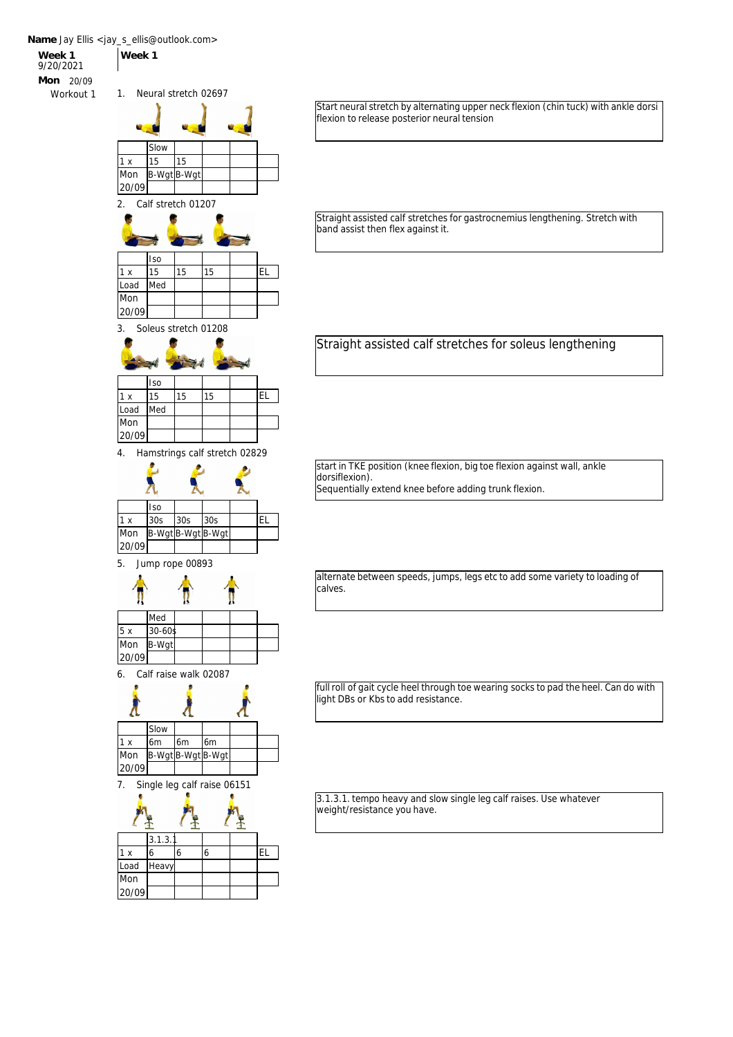**Name** Jay Ellis <jay_s_ellis@outlook.com>

**Week 1**
9/20/2021

**Mon** 20/09
Workout 1

## Week 1

1. Neural stretch 02697

| | Slow | | | | |
|---|---|---|---|---|---|
| 1 x | 15 | 15 | | | |
| Mon | B-Wgt | B-Wgt | | | |
| 20/09 | | | | | |

Start neural stretch by alternating upper neck flexion (chin tuck) with ankle dorsi flexion to release posterior neural tension

2. Calf stretch 01207

| | Iso | | | | |
|---|---|---|---|---|---|
| 1 x | 15 | 15 | 15 | | EL |
| Load | Med | | | | |
| Mon | | | | | |
| 20/09 | | | | | |

Straight assisted calf stretches for gastrocnemius lengthening. Stretch with band assist then flex against it.

3. Soleus stretch 01208

| | Iso | | | | |
|---|---|---|---|---|---|
| 1 x | 15 | 15 | 15 | | EL |
| Load | Med | | | | |
| Mon | | | | | |
| 20/09 | | | | | |

Straight assisted calf stretches for soleus lengthening

4. Hamstrings calf stretch 02829

| | Iso | | | | |
|---|---|---|---|---|---|
| 1 x | 30s | 30s | 30s | | EL |
| Mon | B-Wgt | B-Wgt | B-Wgt | | |
| 20/09 | | | | | |

start in TKE position (knee flexion, big toe flexion against wall, ankle dorsiflexion).
Sequentially extend knee before adding trunk flexion.

5. Jump rope 00893

| | Med | | | | |
|---|---|---|---|---|---|
| 5 x | 30-60s | | | | |
| Mon | B-Wgt | | | | |
| 20/09 | | | | | |

alternate between speeds, jumps, legs etc to add some variety to loading of calves.

6. Calf raise walk 02087

| | Slow | | | | |
|---|---|---|---|---|---|
| 1 x | 6m | 6m | 6m | | |
| Mon | B-Wgt | B-Wgt | B-Wgt | | |
| 20/09 | | | | | |

full roll of gait cycle heel through toe wearing socks to pad the heel. Can do with light DBs or Kbs to add resistance.

7. Single leg calf raise 06151

| | 3.1.3.1 | | | | |
|---|---|---|---|---|---|
| 1 x | 6 | 6 | 6 | | EL |
| Load | Heavy | | | | |
| Mon | | | | | |
| 20/09 | | | | | |

3.1.3.1. tempo heavy and slow single leg calf raises. Use whatever weight/resistance you have.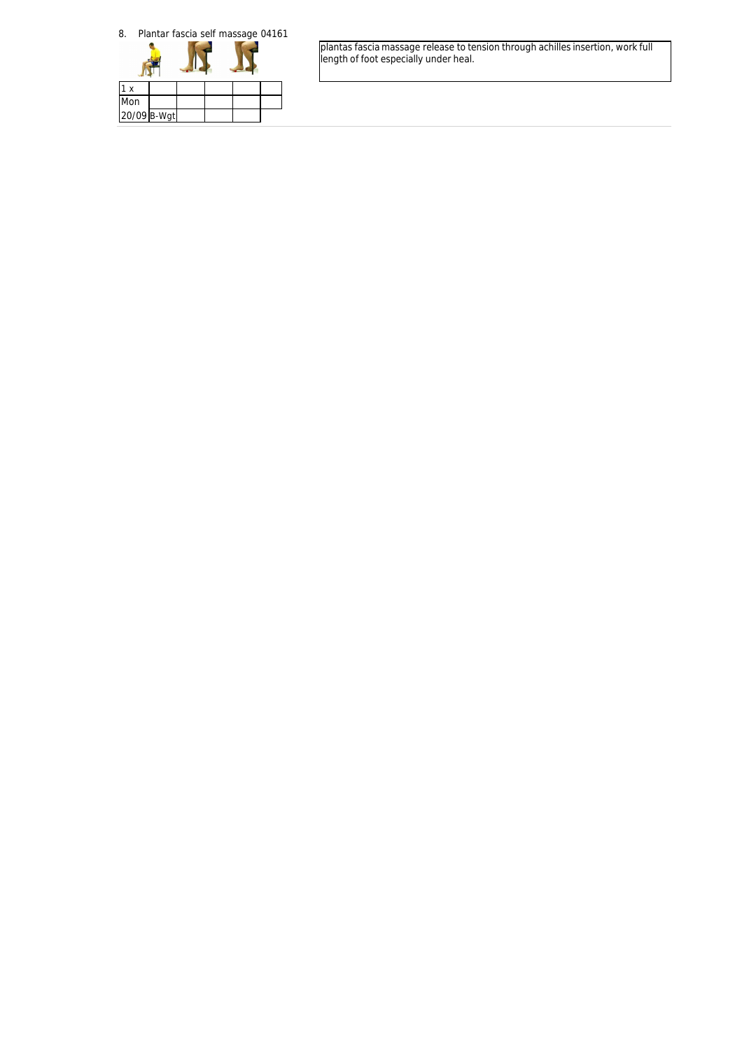8. Plantar fascia self massage 04161

| 1 x | | | | | |
|---|---|---|---|---|---|
| Mon | | | | | |
| 20/09 | B-Wgt | | | | |

plantas fascia massage release to tension through achilles insertion, work full length of foot especially under heal.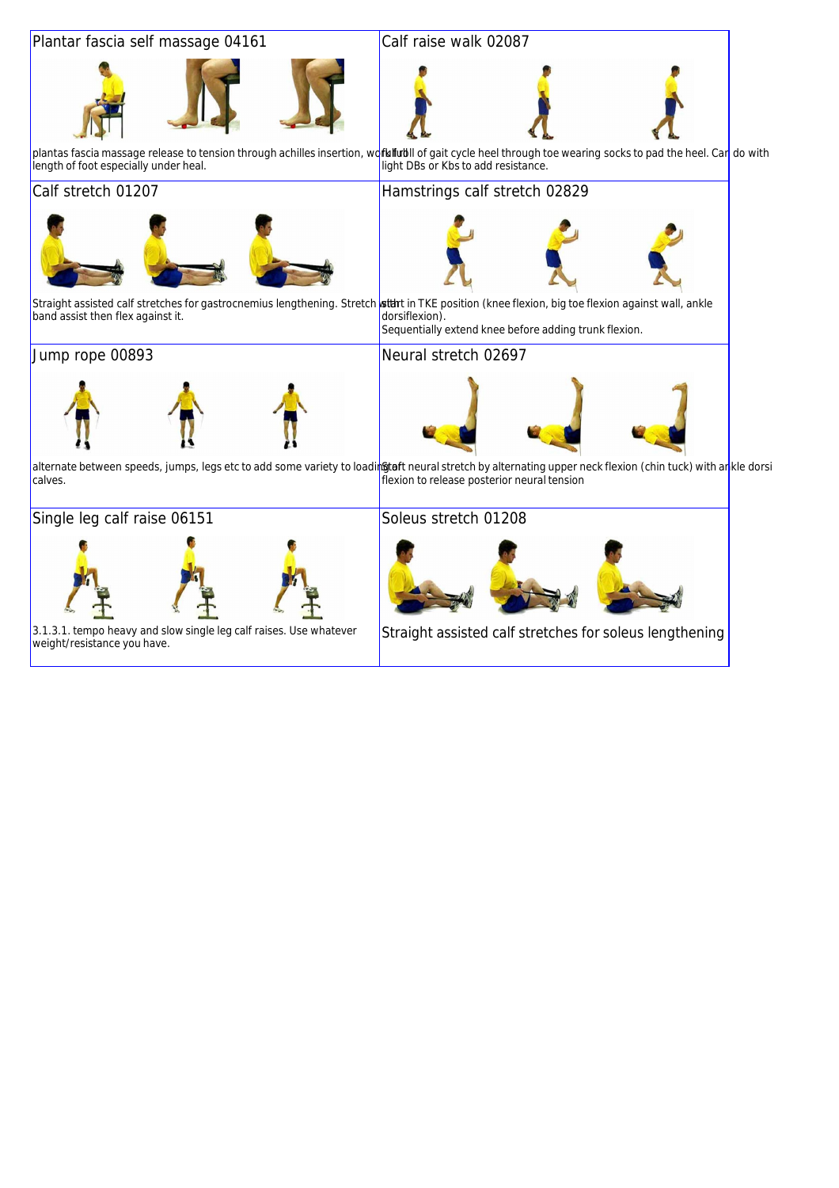## Plantar fascia self massage 04161

plantas fascia massage release to tension through achilles insertion, work full length of foot especially under heal.

## Calf raise walk 02087

fulfill of gait cycle heel through toe wearing socks to pad the heel. Can do with light DBs or Kbs to add resistance.

## Calf stretch 01207

Straight assisted calf stretches for gastrocnemius lengthening. Stretch with band assist then flex against it.

## Hamstrings calf stretch 02829

start in TKE position (knee flexion, big toe flexion against wall, ankle dorsiflexion).
Sequentially extend knee before adding trunk flexion.

## Jump rope 00893

alternate between speeds, jumps, legs etc to add some variety to loading of calves.

## Neural stretch 02697

Start neural stretch by alternating upper neck flexion (chin tuck) with ankle dorsi flexion to release posterior neural tension

## Single leg calf raise 06151

3.1.3.1. tempo heavy and slow single leg calf raises. Use whatever weight/resistance you have.

## Soleus stretch 01208

Straight assisted calf stretches for soleus lengthening